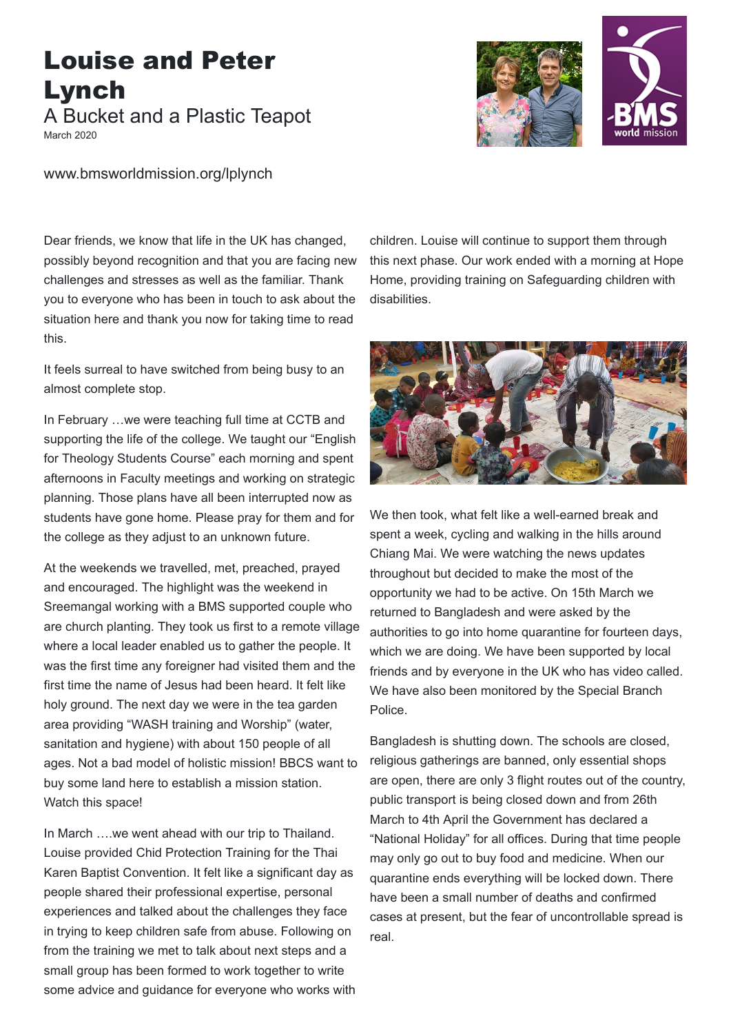# Louise and Peter Lynch

## A Bucket and a Plastic Teapot

March 2020

www.bmsworldmission.org/lplynch

Dear friends, we know that life in the UK has changed, possibly beyond recognition and that you are facing new challenges and stresses as well as the familiar. Thank you to everyone who has been in touch to ask about the situation here and thank you now for taking time to read this.

It feels surreal to have switched from being busy to an almost complete stop.

In February …we were teaching full time at CCTB and supporting the life of the college. We taught our "English for Theology Students Course" each morning and spent afternoons in Faculty meetings and working on strategic planning. Those plans have all been interrupted now as students have gone home. Please pray for them and for the college as they adjust to an unknown future.

At the weekends we travelled, met, preached, prayed and encouraged. The highlight was the weekend in Sreemangal working with a BMS supported couple who are church planting. They took us first to a remote village where a local leader enabled us to gather the people. It was the first time any foreigner had visited them and the first time the name of Jesus had been heard. It felt like holy ground. The next day we were in the tea garden area providing "WASH training and Worship" (water, sanitation and hygiene) with about 150 people of all ages. Not a bad model of holistic mission! BBCS want to buy some land here to establish a mission station. Watch this space!

In March ….we went ahead with our trip to Thailand. Louise provided Chid Protection Training for the Thai Karen Baptist Convention. It felt like a significant day as people shared their professional expertise, personal experiences and talked about the challenges they face in trying to keep children safe from abuse. Following on from the training we met to talk about next steps and a small group has been formed to work together to write some advice and guidance for everyone who works with children. Louise will continue to support them through this next phase. Our work ended with a morning at Hope Home, providing training on Safeguarding children with disabilities.

We then took, what felt like a well-earned break and spent a week, cycling and walking in the hills around Chiang Mai. We were watching the news updates throughout but decided to make the most of the opportunity we had to be active. On 15th March we returned to Bangladesh and were asked by the authorities to go into home quarantine for fourteen days, which we are doing. We have been supported by local friends and by everyone in the UK who has video called. We have also been monitored by the Special Branch Police.

Bangladesh is shutting down. The schools are closed, religious gatherings are banned, only essential shops are open, there are only 3 flight routes out of the country, public transport is being closed down and from 26th March to 4th April the Government has declared a "National Holiday" for all offices. During that time people may only go out to buy food and medicine. When our quarantine ends everything will be locked down. There have been a small number of deaths and confirmed cases at present, but the fear of uncontrollable spread is real.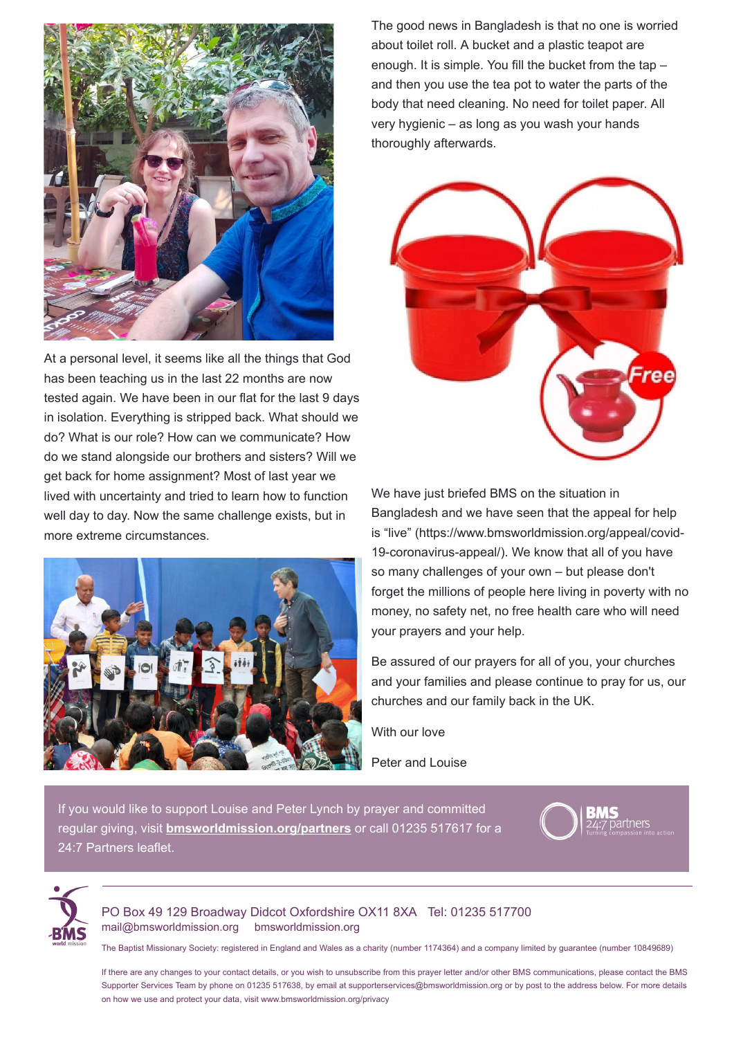At a personal level, it seems like all the things that God has been teaching us in the last 22 months are now tested again. We have been in our flat for the last 9 days in isolation. Everything is stripped back. What should we do? What is our role? How can we communicate? How do we stand alongside our brothers and sisters? Will we get back for home assignment? Most of last year we lived with uncertainty and tried to learn how to function well day to day. Now the same challenge exists, but in more extreme circumstances.

The good news in Bangladesh is that no one is worried about toilet roll. A bucket and a plastic teapot are enough. It is simple. You fill the bucket from the tap – and then you use the tea pot to water the parts of the body that need cleaning. No need for toilet paper. All very hygienic – as long as you wash your hands thoroughly afterwards.

We have just briefed BMS on the situation in Bangladesh and we have seen that the appeal for help is "live" (https://www.bmsworldmission.org/appeal/covid-19-coronavirus-appeal/). We know that all of you have so many challenges of your own – but please don't forget the millions of people here living in poverty with no money, no safety net, no free health care who will need your prayers and your help.

Be assured of our prayers for all of you, your churches and your families and please continue to pray for us, our churches and our family back in the UK.

With our love

Peter and Louise

If you would like to support Louise and Peter Lynch by prayer and committed regular giving, visit **bmsworldmission.org/partners** or call 01235 517617 for a 24:7 Partners leaflet.

BMS 24:7 partners — Turning compassion into action

PO Box 49 129 Broadway Didcot Oxfordshire OX11 8XA Tel: 01235 517700
mail@bmsworldmission.org bmsworldmission.org

The Baptist Missionary Society: registered in England and Wales as a charity (number 1174364) and a company limited by guarantee (number 10849689)

If there are any changes to your contact details, or you wish to unsubscribe from this prayer letter and/or other BMS communications, please contact the BMS Supporter Services Team by phone on 01235 517638, by email at supporterservices@bmsworldmission.org or by post to the address below. For more details on how we use and protect your data, visit www.bmsworldmission.org/privacy